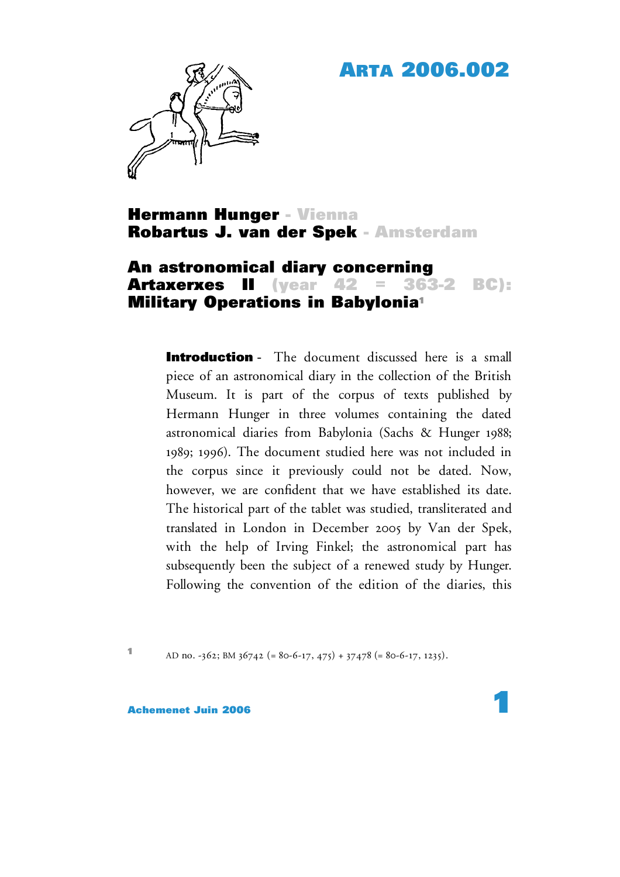# ARTA 2006.002

**Hermann Hunger** - Vienna
**Robartus J. van der Spek** - Amsterdam

## An astronomical diary concerning Artaxerxes II (year 42 = 363-2 BC): Military Operations in Babylonia[1]

**Introduction** - The document discussed here is a small piece of an astronomical diary in the collection of the British Museum. It is part of the corpus of texts published by Hermann Hunger in three volumes containing the dated astronomical diaries from Babylonia (Sachs & Hunger 1988; 1989; 1996). The document studied here was not included in the corpus since it previously could not be dated. Now, however, we are confident that we have established its date. The historical part of the tablet was studied, transliterated and translated in London in December 2005 by Van der Spek, with the help of Irving Finkel; the astronomical part has subsequently been the subject of a renewed study by Hunger. Following the convention of the edition of the diaries, this

[1] AD no. -362; BM 36742 (= 80-6-17, 475) + 37478 (= 80-6-17, 1235).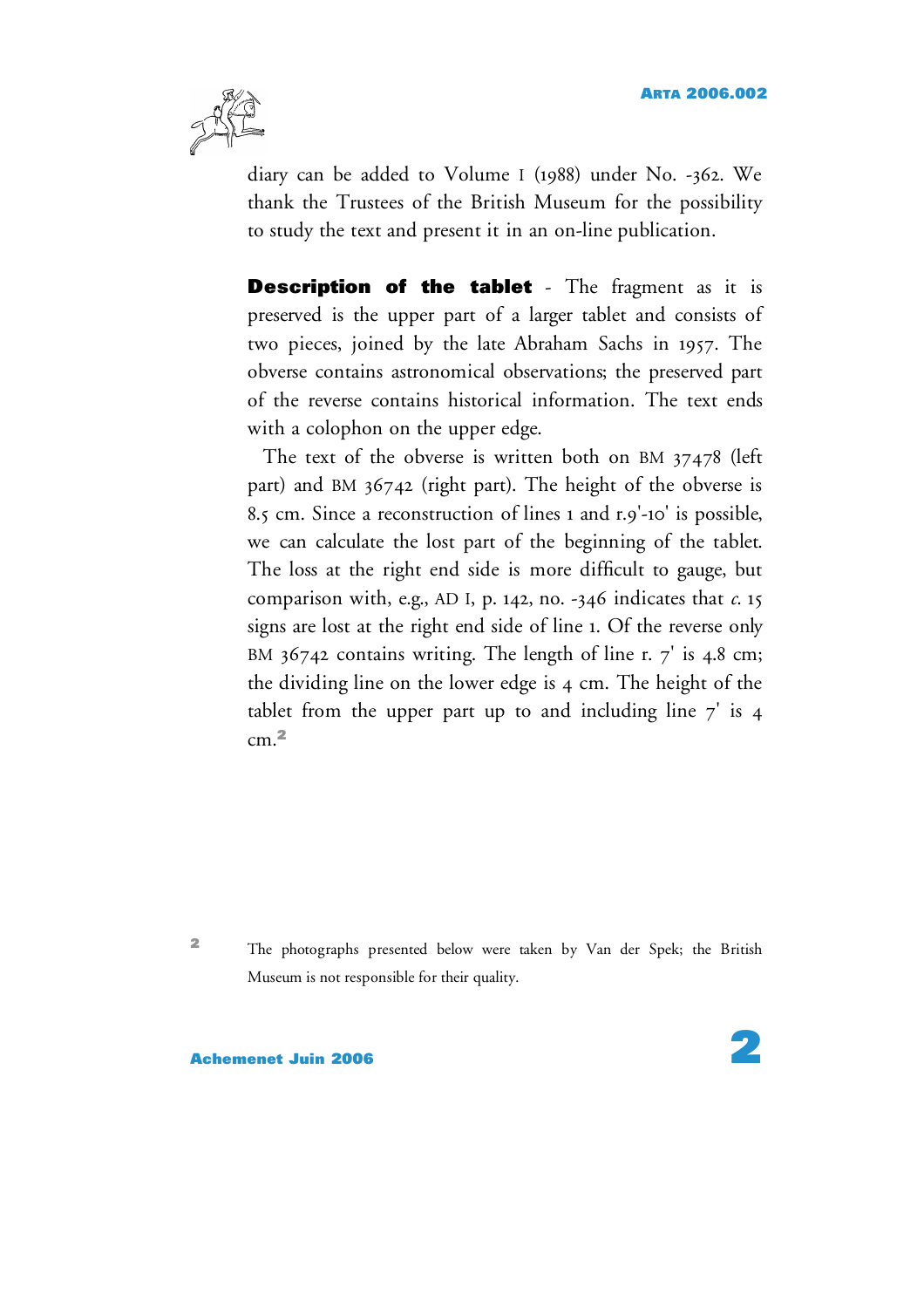diary can be added to Volume I (1988) under No. -362. We thank the Trustees of the British Museum for the possibility to study the text and present it in an on-line publication.

**Description of the tablet** - The fragment as it is preserved is the upper part of a larger tablet and consists of two pieces, joined by the late Abraham Sachs in 1957. The obverse contains astronomical observations; the preserved part of the reverse contains historical information. The text ends with a colophon on the upper edge.

The text of the obverse is written both on BM 37478 (left part) and BM 36742 (right part). The height of the obverse is 8.5 cm. Since a reconstruction of lines 1 and r.9'-10' is possible, we can calculate the lost part of the beginning of the tablet. The loss at the right end side is more difficult to gauge, but comparison with, e.g., AD I, p. 142, no. -346 indicates that *c.* 15 signs are lost at the right end side of line 1. Of the reverse only BM 36742 contains writing. The length of line r. 7' is 4.8 cm; the dividing line on the lower edge is 4 cm. The height of the tablet from the upper part up to and including line 7' is 4 cm.[2]

[2] The photographs presented below were taken by Van der Spek; the British Museum is not responsible for their quality.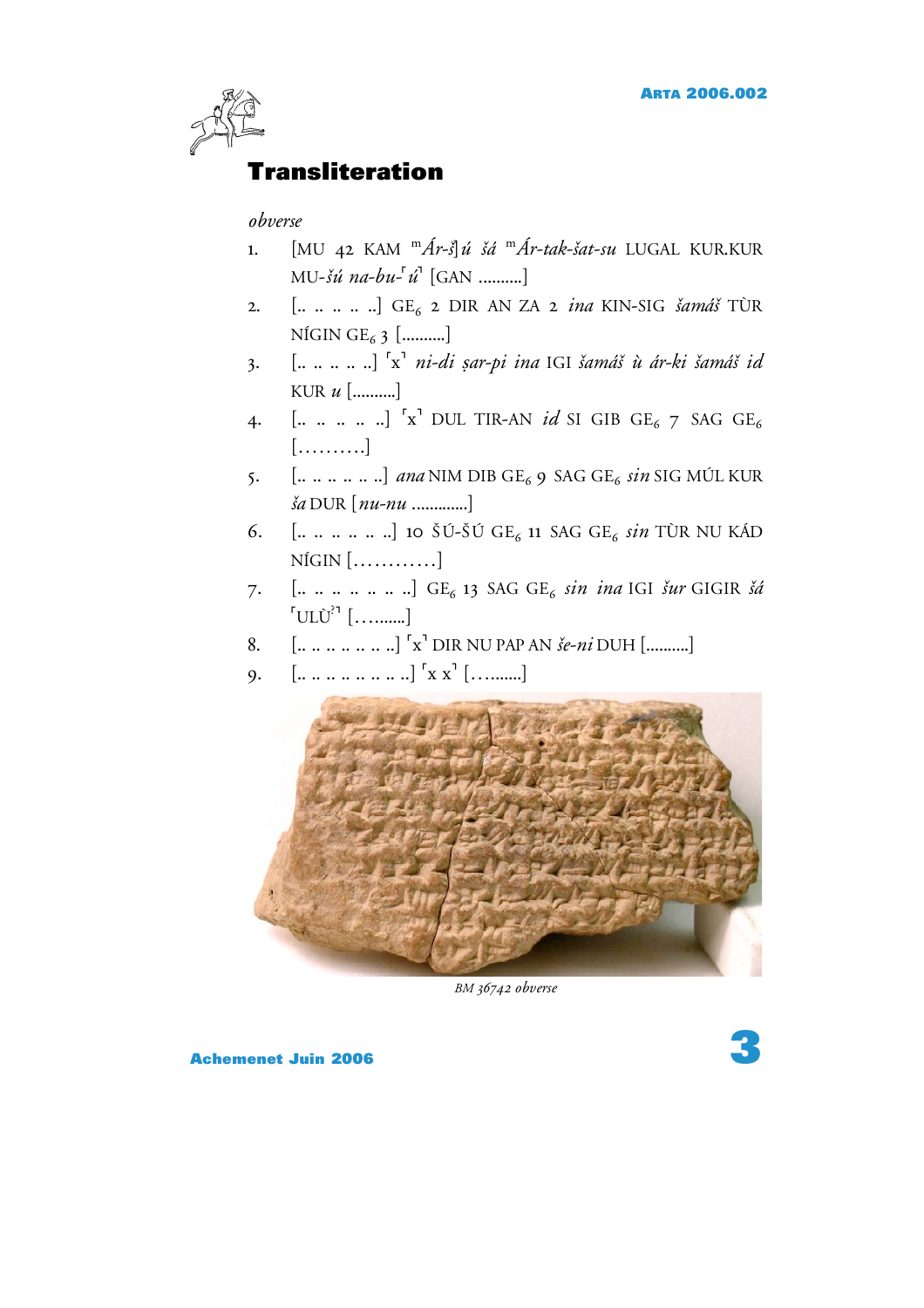## Transliteration

*obverse*

1. [MU 42 KAM ᵐ*Ár-š*]*ú šá* ᵐ*Ár-tak-šat-su* LUGAL KUR.KUR MU-*šú na-bu-*⸢*ú*⸣ [GAN ..........]
2. [.. .. .. .. ..] $GE_6$ 2 DIR AN ZA 2 *ina* KIN-SIG *šamáš* TÙR NÍGIN $GE_6$ 3 [..........]
3. [.. .. .. .. ..] ⸢x⸣ *ni-di ṣar-pi ina* IGI *šamáš ù ár-ki šamáš id* KUR *u* [..........]
4. [.. .. .. .. ..] ⸢x⸣ DUL TIR-AN *id* SI GIB $GE_6$ 7 SAG $GE_6$ [..........]
5. [.. .. .. .. .. ..] *ana* NIM DIB $GE_6$ 9 SAG $GE_6$ *sin* SIG MÚL KUR *ša* DUR [*nu-nu* .............]
6. [.. .. .. .. .. ..] 10 ŠÚ-ŠÚ $GE_6$ 11 SAG $GE_6$ *sin* TÙR NU KÁD NÍGIN [............]
7. [.. .. .. .. .. .. ..] $GE_6$ 13 SAG $GE_6$ *sin ina* IGI *šur* GIGIR *šá* ⸢ULÙ?⸣ [.........]
8. [.. .. .. .. .. .. ..] ⸢x⸣ DIR NU PAP AN *še-ni* DUH [..........]
9. [.. .. .. .. .. .. .. ..] ⸢x x⸣ [.........]

*BM 36742 obverse*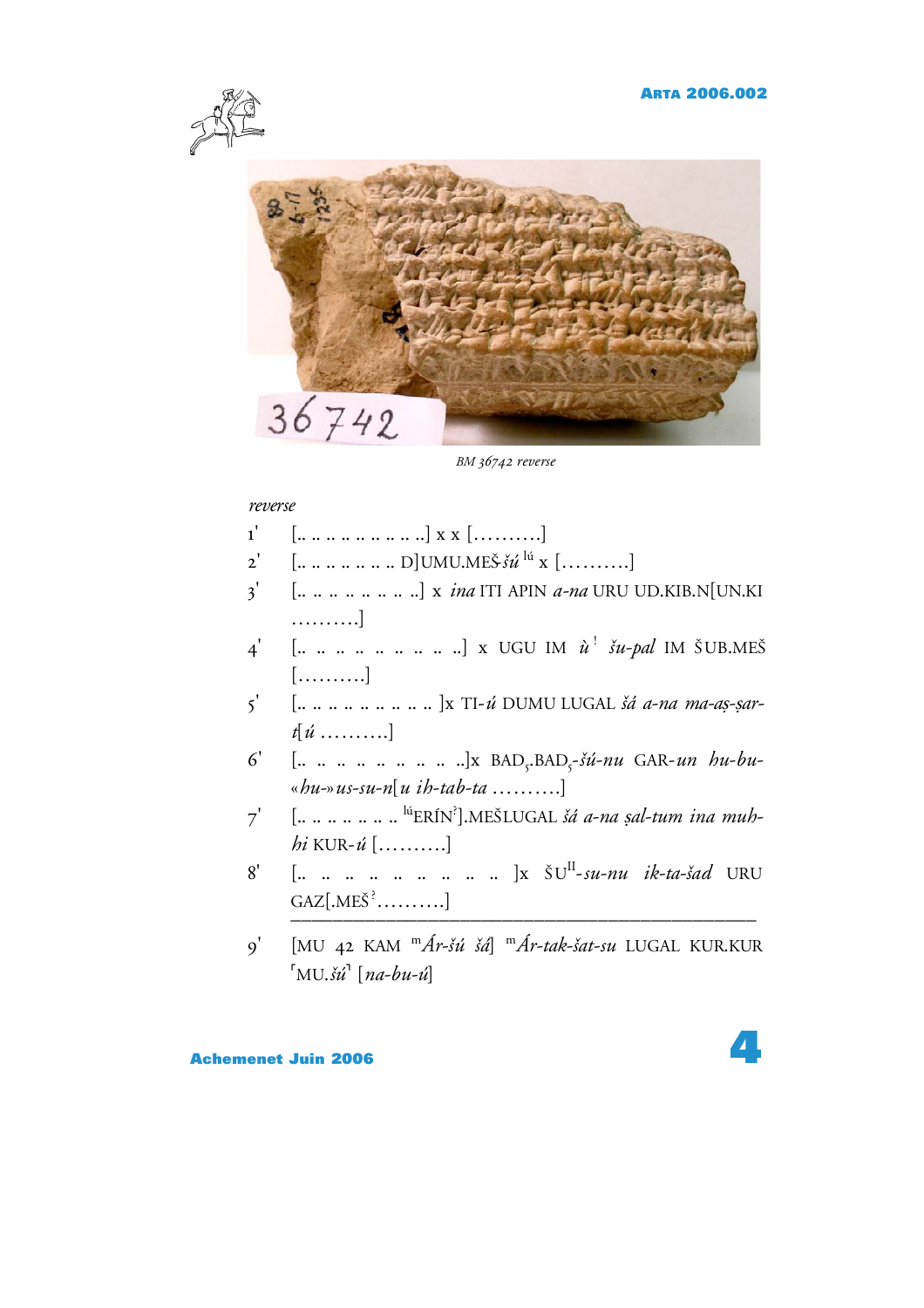*BM 36742 reverse*

*reverse*

1' [.. .. .. .. .. .. .. .. ..] x x [……….]

2' [.. .. .. .. .. .. .. D]UMU.MEŠ-*šú* [lú] x [……….]

3' [.. .. .. .. .. .. .. ..] x *ina* ITI APIN *a-na* URU UD.KIB.N[UN.KI ……….]

4' [.. .. .. .. .. .. .. .. ..] x UGU IM *ù*! *šu-pal* IM ŠUB.MEŠ [……….]

5' [.. .. .. .. .. .. .. .. .. ]x TI-*ú* DUMU LUGAL *šá a-na ma-aṣ-ṣar-t*[*ú* ……….]

6' [.. .. .. .. .. .. .. .. ..]x BAD$_5$.BAD$_5$-*šú-nu* GAR-*un ḫu-bu-*«*ḫu-*»*us-su-n*[*u iḫ-tab-ta* ……….]

7' [.. .. .. .. .. .. .. [lú]ERÍN?].MEŠLUGAL *šá a-na ṣal-tum ina muḫ-ḫi* KUR-*ú* [……….]

8' [.. .. .. .. .. .. .. .. .. .. ]x ŠU[II]-*su-nu ik-ta-šad* URU GAZ[.MEŠ? ……….]

---

9' [MU 42 KAM [m]*Ár-šú šá*] [m]*Ár-tak-šat-su* LUGAL KUR.KUR ⌜MU.*šú*⌝ [*na-bu-ú*]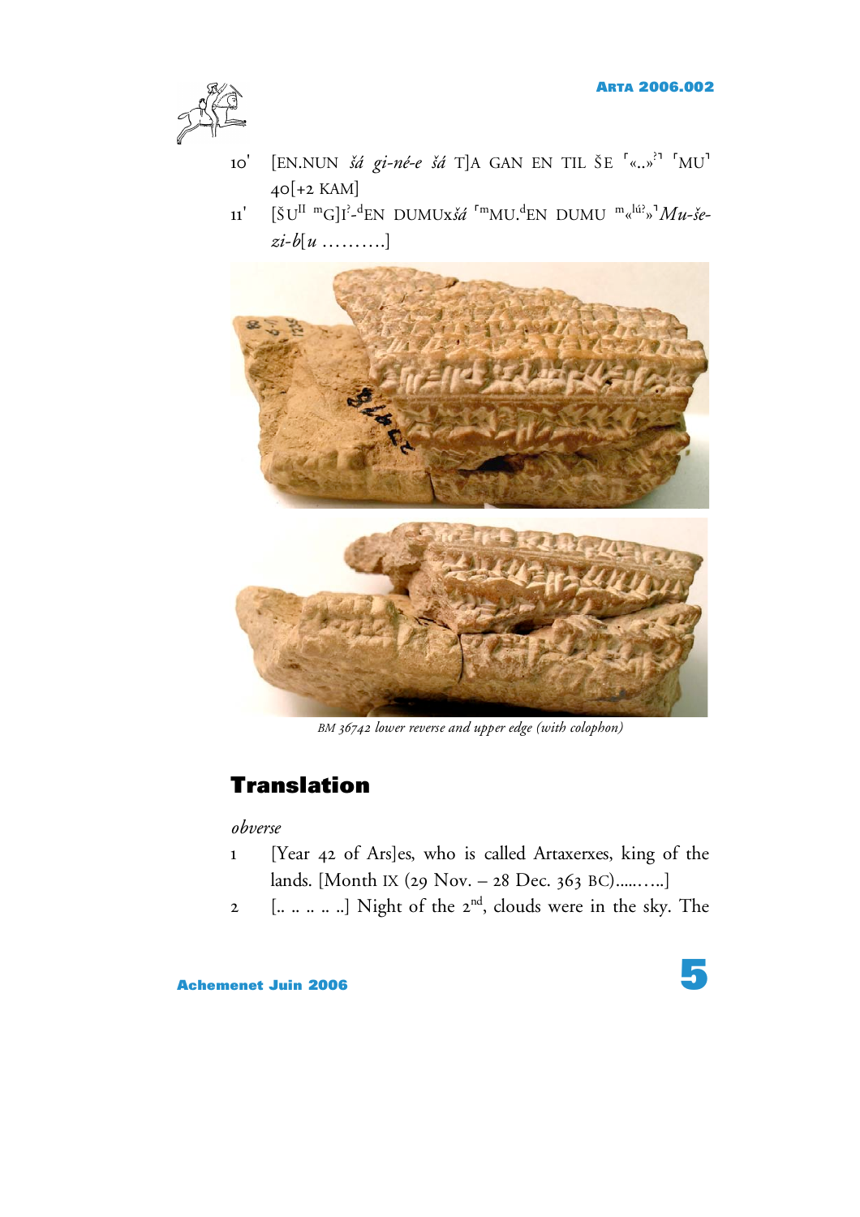10' [EN.NUN *šá gi-né-e šá* T]A GAN EN TIL ŠE ⌜«..»[?]⌝ ⌜MU⌝ 40[+2 KAM]

11' [ŠU[II] [m]G]I[?]-[d]EN DUMUx*šá* ⌜[m]MU.[d]EN DUMU [m]«[lú?]»⌝*Mu-še-zi-b*[*u* ……….]

*BM 36742 lower reverse and upper edge (with colophon)*

## Translation

*obverse*

1 [Year 42 of Ars]es, who is called Artaxerxes, king of the lands. [Month IX (29 Nov. – 28 Dec. 363 BC)……….]

2 [.. .. .. .. ..] Night of the 2[nd], clouds were in the sky. The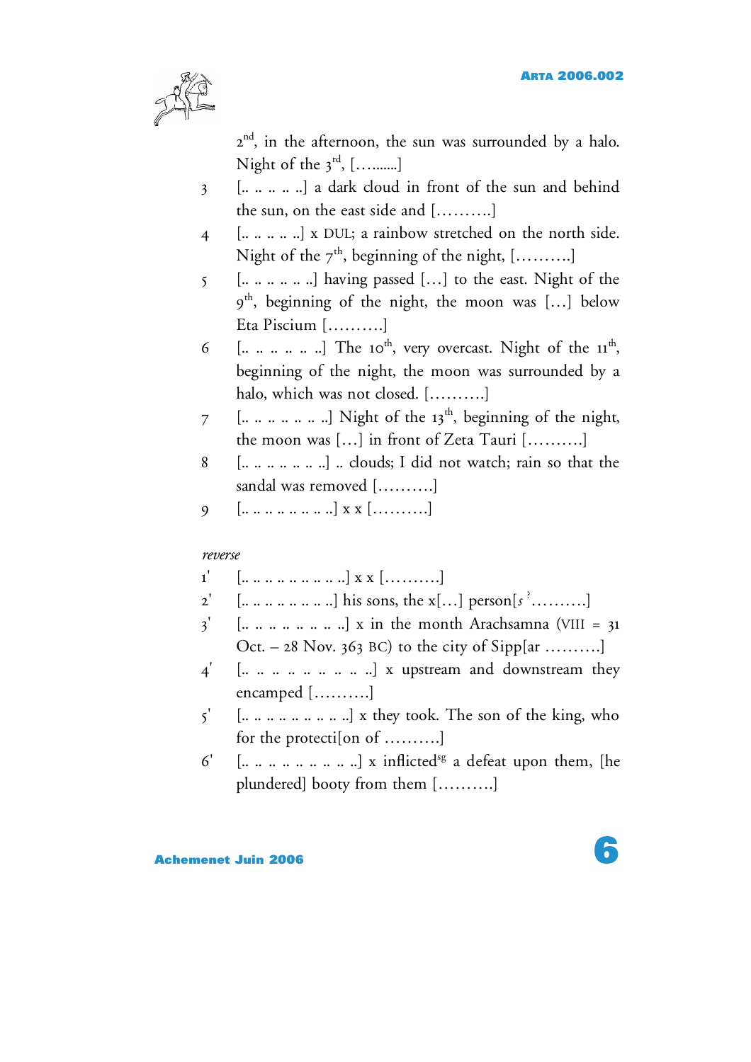2nd, in the afternoon, the sun was surrounded by a halo. Night of the 3rd, […........]

3 [.. .. .. .. ..] a dark cloud in front of the sun and behind the sun, on the east side and [……….]

4 [.. .. .. .. ..] x DUL; a rainbow stretched on the north side. Night of the 7th, beginning of the night, [……….]

5 [.. .. .. .. .. ..] having passed […] to the east. Night of the 9th, beginning of the night, the moon was […] below Eta Piscium [……….]

6 [.. .. .. .. .. ..] The 10th, very overcast. Night of the 11th, beginning of the night, the moon was surrounded by a halo, which was not closed. [……….]

7 [.. .. .. .. .. .. ..] Night of the 13th, beginning of the night, the moon was […] in front of Zeta Tauri [……….]

8 [.. .. .. .. .. .. ..] .. clouds; I did not watch; rain so that the sandal was removed [……….]

9 [.. .. .. .. .. .. .. ..] x x [……….]

*reverse*

1' [.. .. .. .. .. .. .. .. ..] x x [……….]

2' [.. .. .. .. .. .. .. ..] his sons, the x[…] person[*s* ? ……….]

3' [.. .. .. .. .. .. .. ..] x in the month Arachsamna (VIII = 31 Oct. – 28 Nov. 363 BC) to the city of Sipp[ar ……….]

4' [.. .. .. .. .. .. .. .. ..] x upstream and downstream they encamped [……….]

5' [.. .. .. .. .. .. .. .. ..] x they took. The son of the king, who for the protecti[on of ……….]

6' [.. .. .. .. .. .. .. .. ..] x inflicted[sg] a defeat upon them, [he plundered] booty from them [……….]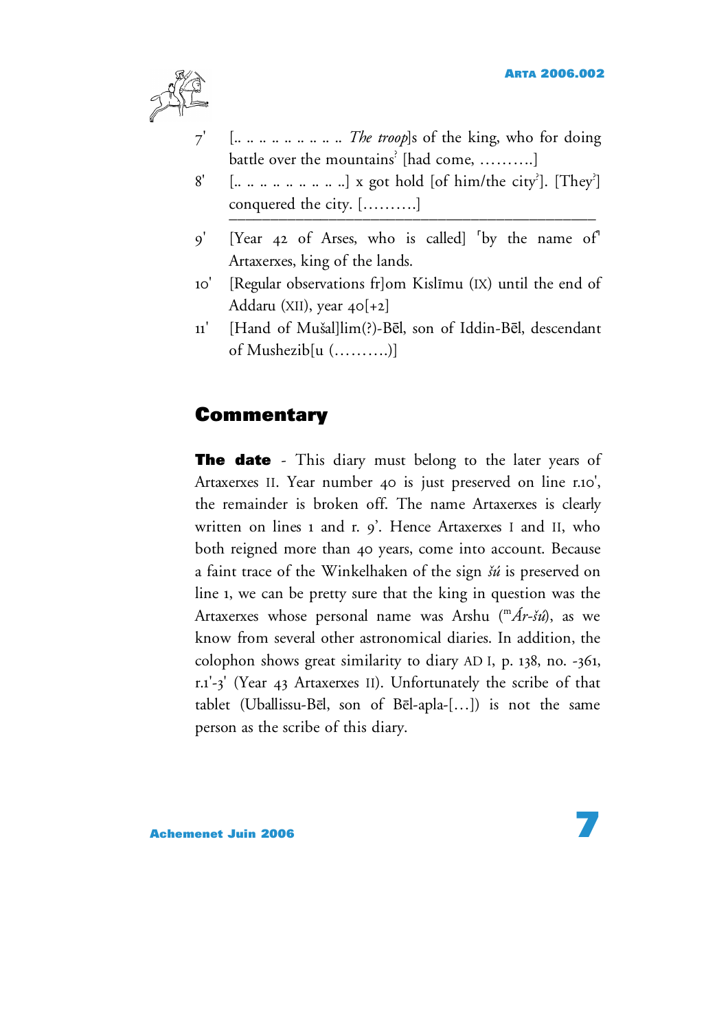7' [.. .. .. .. .. .. .. .. .. .. *The troop*]s of the king, who for doing battle over the mountains? [had come, ..........]

8' [.. .. .. .. .. .. .. .. .. ..] x got hold [of him/the city?]. [They?] conquered the city. [..........]

---

9' [Year 42 of Arses, who is called] ⌜by the name of⌝ Artaxerxes, king of the lands.

10' [Regular observations fr]om Kislīmu (IX) until the end of Addaru (XII), year 40[+2]

11' [Hand of Mušal]lim(?)-Bēl, son of Iddin-Bēl, descendant of Mushezib[u (..........)]

## Commentary

**The date** - This diary must belong to the later years of Artaxerxes II. Year number 40 is just preserved on line r.10', the remainder is broken off. The name Artaxerxes is clearly written on lines 1 and r. 9'. Hence Artaxerxes I and II, who both reigned more than 40 years, come into account. Because a faint trace of the Winkelhaken of the sign *šú* is preserved on line 1, we can be pretty sure that the king in question was the Artaxerxes whose personal name was Arshu (ᵐ*Ár-šú*), as we know from several other astronomical diaries. In addition, the colophon shows great similarity to diary AD I, p. 138, no. -361, r.1'-3' (Year 43 Artaxerxes II). Unfortunately the scribe of that tablet (Uballissu-Bēl, son of Bēl-apla-[…]) is not the same person as the scribe of this diary.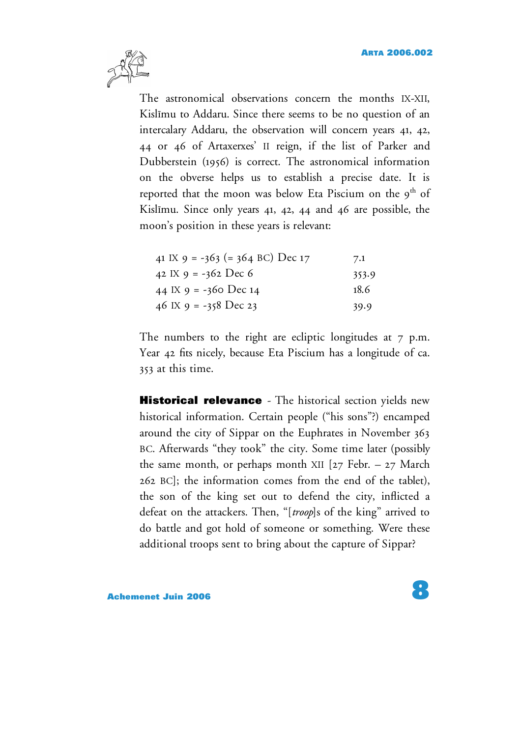The astronomical observations concern the months IX-XII, Kislīmu to Addaru. Since there seems to be no question of an intercalary Addaru, the observation will concern years 41, 42, 44 or 46 of Artaxerxes' II reign, if the list of Parker and Dubberstein (1956) is correct. The astronomical information on the obverse helps us to establish a precise date. It is reported that the moon was below Eta Piscium on the 9th of Kislīmu. Since only years 41, 42, 44 and 46 are possible, the moon's position in these years is relevant:

| | |
|---|---|
| 41 IX 9 = -363 (= 364 BC) Dec 17 | 7.1 |
| 42 IX 9 = -362 Dec 6 | 353.9 |
| 44 IX 9 = -360 Dec 14 | 18.6 |
| 46 IX 9 = -358 Dec 23 | 39.9 |

The numbers to the right are ecliptic longitudes at 7 p.m. Year 42 fits nicely, because Eta Piscium has a longitude of ca. 353 at this time.

**Historical relevance** - The historical section yields new historical information. Certain people ("his sons"?) encamped around the city of Sippar on the Euphrates in November 363 BC. Afterwards "they took" the city. Some time later (possibly the same month, or perhaps month XII [27 Febr. – 27 March 262 BC]; the information comes from the end of the tablet), the son of the king set out to defend the city, inflicted a defeat on the attackers. Then, "[*troop*]s of the king" arrived to do battle and got hold of someone or something. Were these additional troops sent to bring about the capture of Sippar?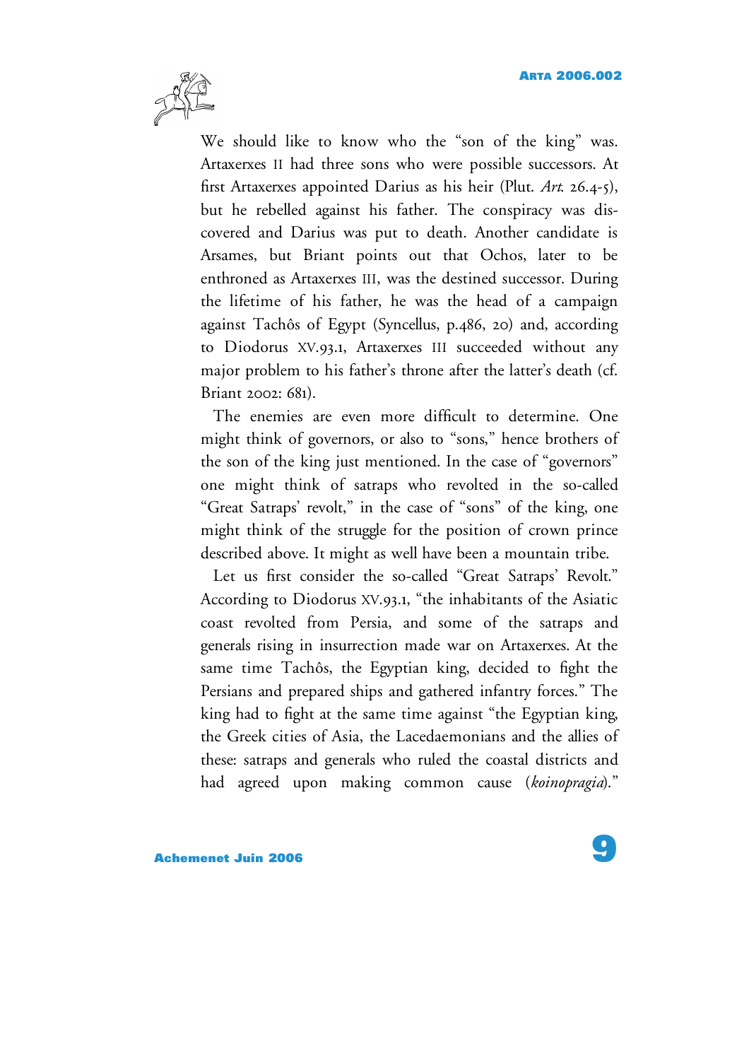We should like to know who the "son of the king" was. Artaxerxes II had three sons who were possible successors. At first Artaxerxes appointed Darius as his heir (Plut. *Art.* 26.4-5), but he rebelled against his father. The conspiracy was discovered and Darius was put to death. Another candidate is Arsames, but Briant points out that Ochos, later to be enthroned as Artaxerxes III, was the destined successor. During the lifetime of his father, he was the head of a campaign against Tachôs of Egypt (Syncellus, p.486, 20) and, according to Diodorus XV.93.1, Artaxerxes III succeeded without any major problem to his father's throne after the latter's death (cf. Briant 2002: 681).

The enemies are even more difficult to determine. One might think of governors, or also to "sons," hence brothers of the son of the king just mentioned. In the case of "governors" one might think of satraps who revolted in the so-called "Great Satraps' revolt," in the case of "sons" of the king, one might think of the struggle for the position of crown prince described above. It might as well have been a mountain tribe.

Let us first consider the so-called "Great Satraps' Revolt." According to Diodorus XV.93.1, "the inhabitants of the Asiatic coast revolted from Persia, and some of the satraps and generals rising in insurrection made war on Artaxerxes. At the same time Tachôs, the Egyptian king, decided to fight the Persians and prepared ships and gathered infantry forces." The king had to fight at the same time against "the Egyptian king, the Greek cities of Asia, the Lacedaemonians and the allies of these: satraps and generals who ruled the coastal districts and had agreed upon making common cause (*koinopragia*)."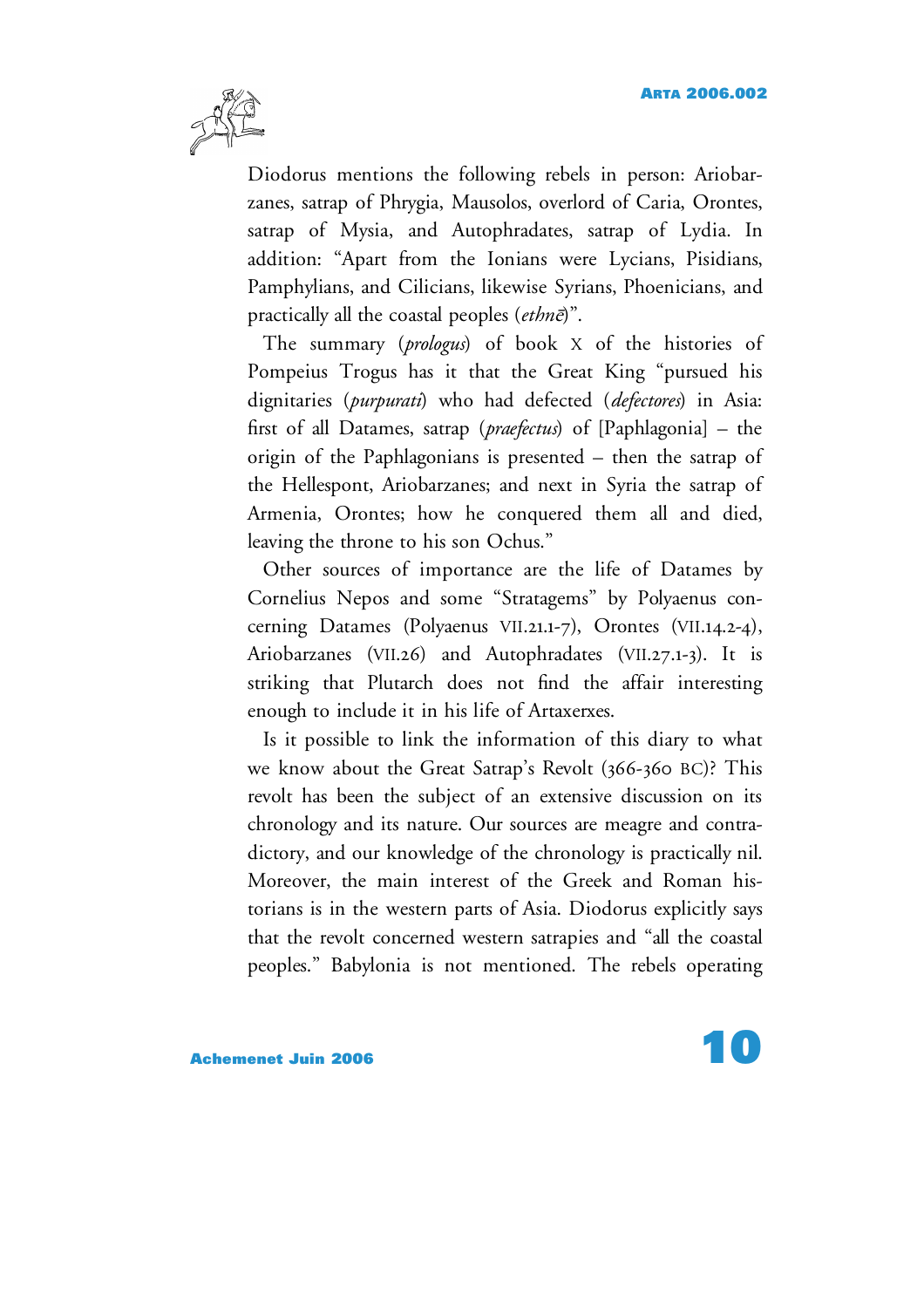Diodorus mentions the following rebels in person: Ariobarzanes, satrap of Phrygia, Mausolos, overlord of Caria, Orontes, satrap of Mysia, and Autophradates, satrap of Lydia. In addition: "Apart from the Ionians were Lycians, Pisidians, Pamphylians, and Cilicians, likewise Syrians, Phoenicians, and practically all the coastal peoples (*ethnē*)".

The summary (*prologus*) of book X of the histories of Pompeius Trogus has it that the Great King "pursued his dignitaries (*purpurati*) who had defected (*defectores*) in Asia: first of all Datames, satrap (*praefectus*) of [Paphlagonia] – the origin of the Paphlagonians is presented – then the satrap of the Hellespont, Ariobarzanes; and next in Syria the satrap of Armenia, Orontes; how he conquered them all and died, leaving the throne to his son Ochus."

Other sources of importance are the life of Datames by Cornelius Nepos and some "Stratagems" by Polyaenus concerning Datames (Polyaenus VII.21.1-7), Orontes (VII.14.2-4), Ariobarzanes (VII.26) and Autophradates (VII.27.1-3). It is striking that Plutarch does not find the affair interesting enough to include it in his life of Artaxerxes.

Is it possible to link the information of this diary to what we know about the Great Satrap's Revolt (366-360 BC)? This revolt has been the subject of an extensive discussion on its chronology and its nature. Our sources are meagre and contradictory, and our knowledge of the chronology is practically nil. Moreover, the main interest of the Greek and Roman historians is in the western parts of Asia. Diodorus explicitly says that the revolt concerned western satrapies and "all the coastal peoples." Babylonia is not mentioned. The rebels operating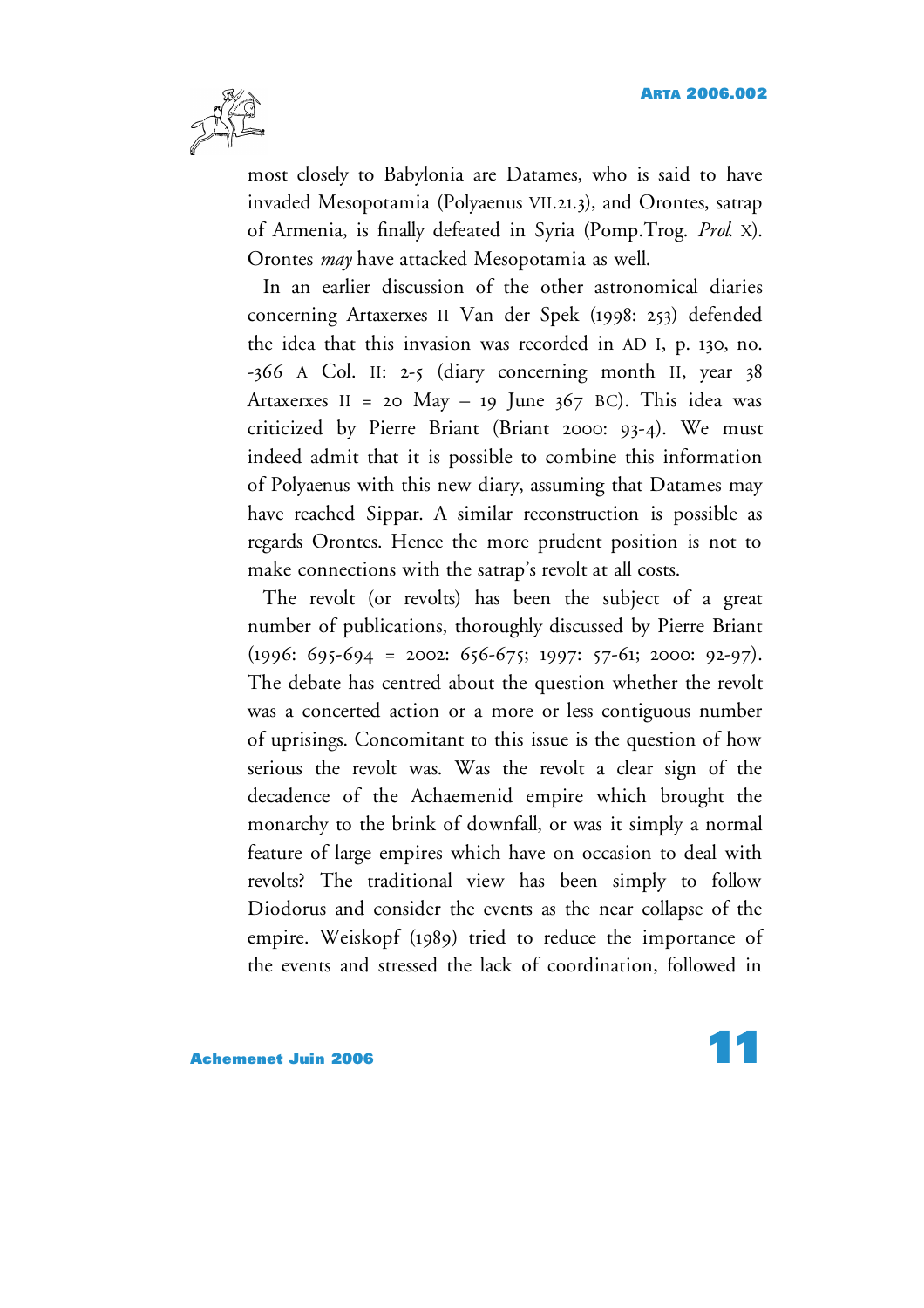most closely to Babylonia are Datames, who is said to have invaded Mesopotamia (Polyaenus VII.21.3), and Orontes, satrap of Armenia, is finally defeated in Syria (Pomp.Trog. *Prol.* X). Orontes *may* have attacked Mesopotamia as well.

In an earlier discussion of the other astronomical diaries concerning Artaxerxes II Van der Spek (1998: 253) defended the idea that this invasion was recorded in AD I, p. 130, no. -366 A Col. II: 2-5 (diary concerning month II, year 38 Artaxerxes II = 20 May – 19 June 367 BC). This idea was criticized by Pierre Briant (Briant 2000: 93-4). We must indeed admit that it is possible to combine this information of Polyaenus with this new diary, assuming that Datames may have reached Sippar. A similar reconstruction is possible as regards Orontes. Hence the more prudent position is not to make connections with the satrap's revolt at all costs.

The revolt (or revolts) has been the subject of a great number of publications, thoroughly discussed by Pierre Briant (1996: 695-694 = 2002: 656-675; 1997: 57-61; 2000: 92-97). The debate has centred about the question whether the revolt was a concerted action or a more or less contiguous number of uprisings. Concomitant to this issue is the question of how serious the revolt was. Was the revolt a clear sign of the decadence of the Achaemenid empire which brought the monarchy to the brink of downfall, or was it simply a normal feature of large empires which have on occasion to deal with revolts? The traditional view has been simply to follow Diodorus and consider the events as the near collapse of the empire. Weiskopf (1989) tried to reduce the importance of the events and stressed the lack of coordination, followed in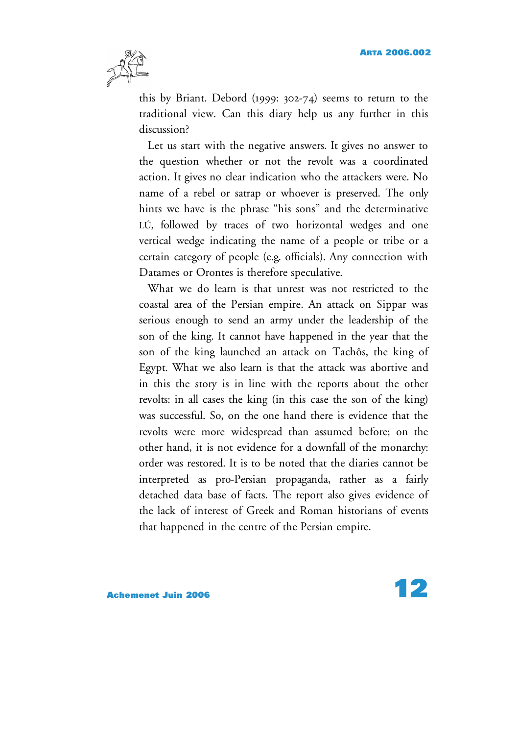this by Briant. Debord (1999: 302-74) seems to return to the traditional view. Can this diary help us any further in this discussion?

Let us start with the negative answers. It gives no answer to the question whether or not the revolt was a coordinated action. It gives no clear indication who the attackers were. No name of a rebel or satrap or whoever is preserved. The only hints we have is the phrase "his sons" and the determinative LÚ, followed by traces of two horizontal wedges and one vertical wedge indicating the name of a people or tribe or a certain category of people (e.g. officials). Any connection with Datames or Orontes is therefore speculative.

What we do learn is that unrest was not restricted to the coastal area of the Persian empire. An attack on Sippar was serious enough to send an army under the leadership of the son of the king. It cannot have happened in the year that the son of the king launched an attack on Tachôs, the king of Egypt. What we also learn is that the attack was abortive and in this the story is in line with the reports about the other revolts: in all cases the king (in this case the son of the king) was successful. So, on the one hand there is evidence that the revolts were more widespread than assumed before; on the other hand, it is not evidence for a downfall of the monarchy: order was restored. It is to be noted that the diaries cannot be interpreted as pro-Persian propaganda, rather as a fairly detached data base of facts. The report also gives evidence of the lack of interest of Greek and Roman historians of events that happened in the centre of the Persian empire.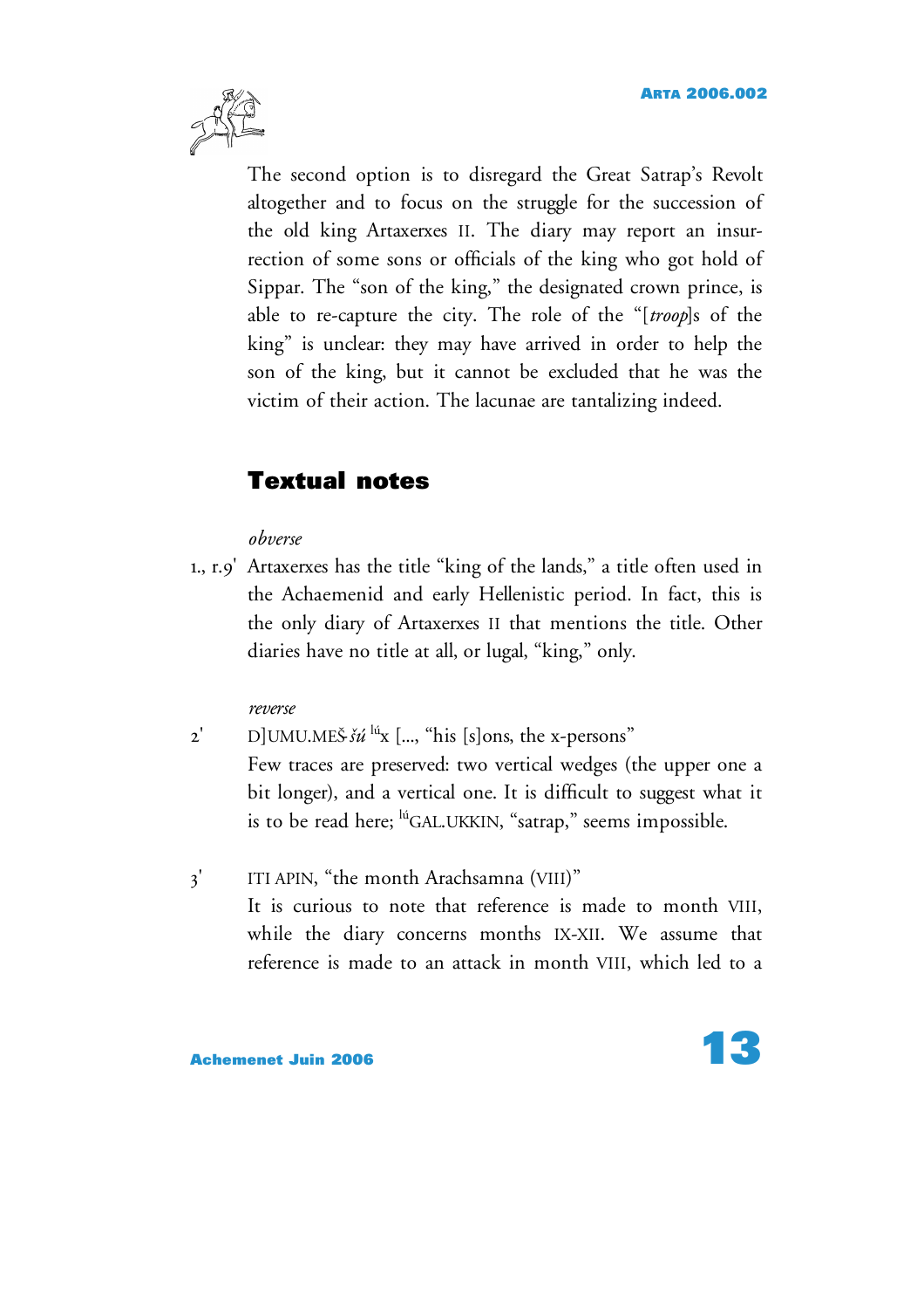The second option is to disregard the Great Satrap's Revolt altogether and to focus on the struggle for the succession of the old king Artaxerxes II. The diary may report an insurrection of some sons or officials of the king who got hold of Sippar. The "son of the king," the designated crown prince, is able to re-capture the city. The role of the "[*troop*]s of the king" is unclear: they may have arrived in order to help the son of the king, but it cannot be excluded that he was the victim of their action. The lacunae are tantalizing indeed.

## Textual notes

*obverse*

1., r.9' Artaxerxes has the title "king of the lands," a title often used in the Achaemenid and early Hellenistic period. In fact, this is the only diary of Artaxerxes II that mentions the title. Other diaries have no title at all, or lugal, "king," only.

*reverse*

2' D]UMU.MEŠ-*šú* [lú]x [..., "his [s]ons, the x-persons"
Few traces are preserved: two vertical wedges (the upper one a bit longer), and a vertical one. It is difficult to suggest what it is to be read here; [lú]GAL.UKKIN, "satrap," seems impossible.

3' ITI APIN, "the month Arachsamna (VIII)"
It is curious to note that reference is made to month VIII, while the diary concerns months IX-XII. We assume that reference is made to an attack in month VIII, which led to a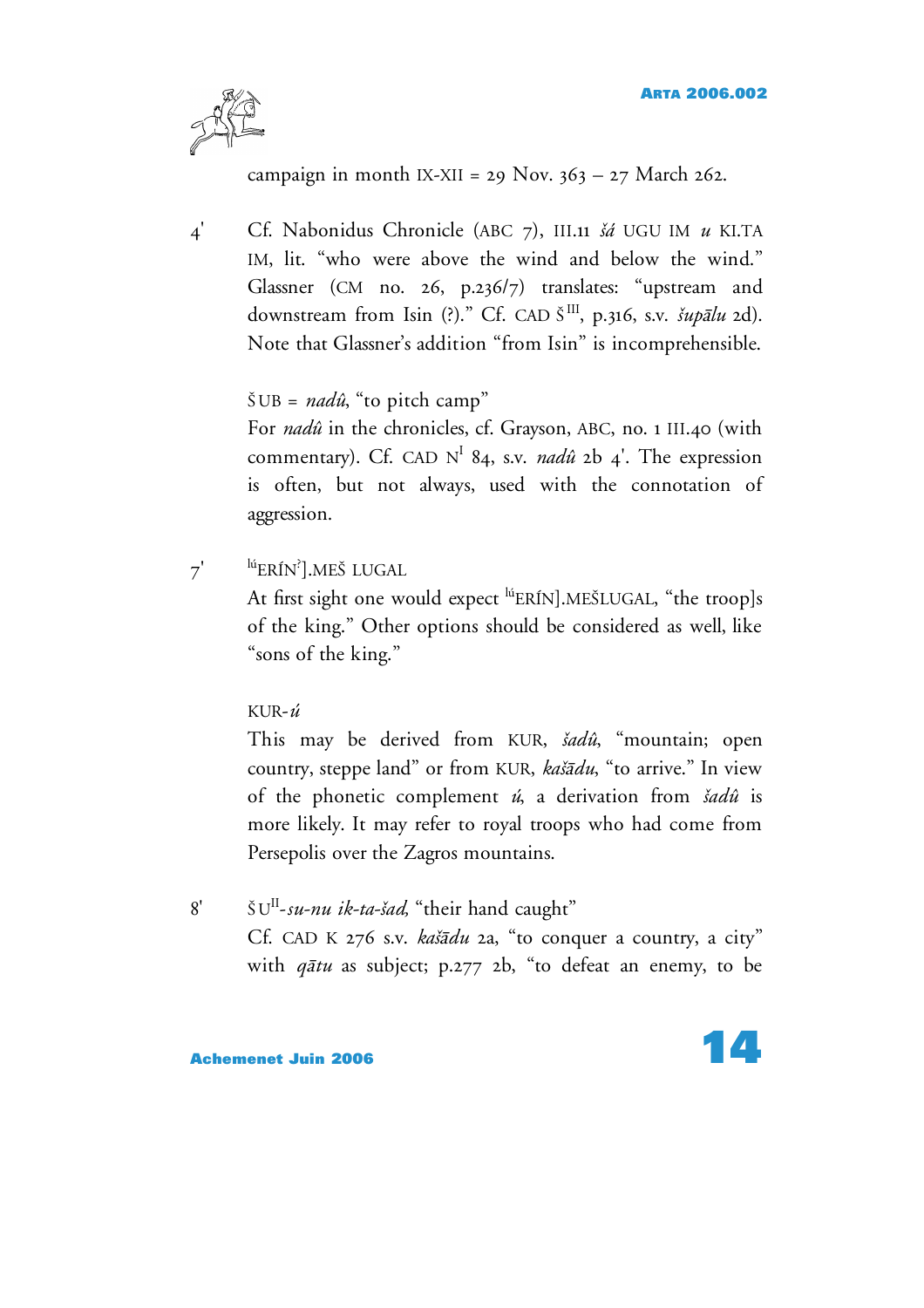campaign in month IX-XII = 29 Nov. 363 – 27 March 262.

4' Cf. Nabonidus Chronicle (ABC 7), III.11 *šá* UGU IM *u* KI.TA IM, lit. "who were above the wind and below the wind." Glassner (CM no. 26, p.236/7) translates: "upstream and downstream from Isin (?)." Cf. CAD Š$^{III}$, p.316, s.v. *šupālu* 2d). Note that Glassner's addition "from Isin" is incomprehensible.

ŠUB = *nadû*, "to pitch camp"
For *nadû* in the chronicles, cf. Grayson, ABC, no. 1 III.40 (with commentary). Cf. CAD N$^{I}$ 84, s.v. *nadû* 2b 4'. The expression is often, but not always, used with the connotation of aggression.

7' $^{lú}$ERÍN$^{?}$].MEŠ LUGAL
At first sight one would expect $^{lú}$ERÍN].MEŠLUGAL, "the troop]s of the king." Other options should be considered as well, like "sons of the king."

KUR-*ú*
This may be derived from KUR, *šadû*, "mountain; open country, steppe land" or from KUR, *kašādu*, "to arrive." In view of the phonetic complement *ú*, a derivation from *šadû* is more likely. It may refer to royal troops who had come from Persepolis over the Zagros mountains.

8' ŠU$^{II}$-*su-nu ik-ta-šad*, "their hand caught"
Cf. CAD K 276 s.v. *kašādu* 2a, "to conquer a country, a city" with *qātu* as subject; p.277 2b, "to defeat an enemy, to be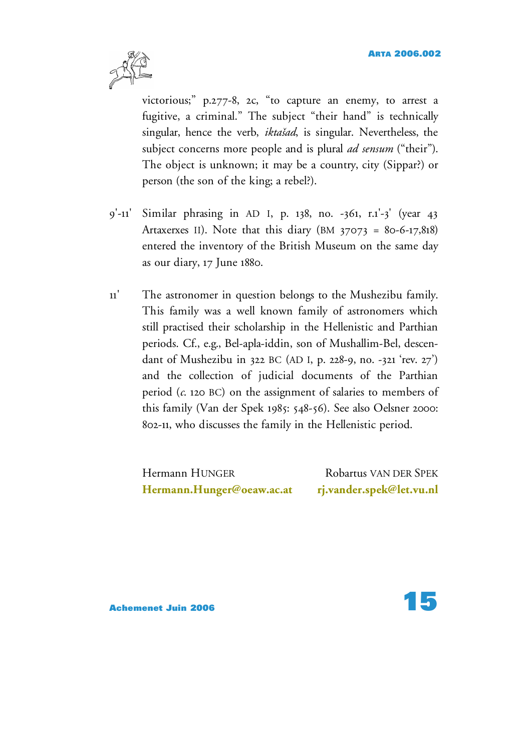victorious;" p.277-8, 2c, "to capture an enemy, to arrest a fugitive, a criminal." The subject "their hand" is technically singular, hence the verb, *iktašad*, is singular. Nevertheless, the subject concerns more people and is plural *ad sensum* ("their"). The object is unknown; it may be a country, city (Sippar?) or person (the son of the king; a rebel?).

9'-11' Similar phrasing in AD I, p. 138, no. -361, r.1'-3' (year 43 Artaxerxes II). Note that this diary (BM 37073 = 80-6-17,818) entered the inventory of the British Museum on the same day as our diary, 17 June 1880.

11' The astronomer in question belongs to the Mushezibu family. This family was a well known family of astronomers which still practised their scholarship in the Hellenistic and Parthian periods. Cf., e.g., Bel-apla-iddin, son of Mushallim-Bel, descendant of Mushezibu in 322 BC (AD I, p. 228-9, no. -321 'rev. 27') and the collection of judicial documents of the Parthian period (*c.* 120 BC) on the assignment of salaries to members of this family (Van der Spek 1985: 548-56). See also Oelsner 2000: 802-11, who discusses the family in the Hellenistic period.

Hermann HUNGER
**Hermann.Hunger@oeaw.ac.at**

Robartus VAN DER SPEK
**rj.vander.spek@let.vu.nl**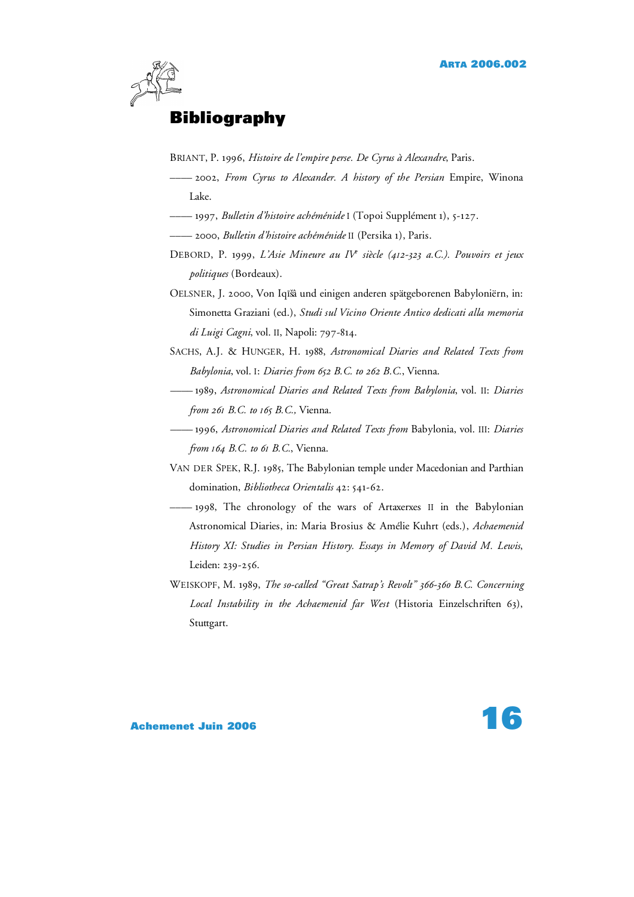# Bibliography

BRIANT, P. 1996, *Histoire de l'empire perse. De Cyrus à Alexandre*, Paris.

—— 2002, *From Cyrus to Alexander. A history of the Persian* Empire, Winona Lake.

—— 1997, *Bulletin d'histoire achéménide* I (Topoi Supplément 1), 5-127.

—— 2000, *Bulletin d'histoire achéménide* II (Persika 1), Paris.

DEBORD, P. 1999, *L'Asie Mineure au IV^e siècle (412-323 a.C.). Pouvoirs et jeux politiques* (Bordeaux).

OELSNER, J. 2000, Von Iqīšâ und einigen anderen spätgeborenen Babyloniërn, in: Simonetta Graziani (ed.), *Studi sul Vicino Oriente Antico dedicati alla memoria di Luigi Cagni*, vol. II, Napoli: 797-814.

SACHS, A.J. & HUNGER, H. 1988, *Astronomical Diaries and Related Texts from Babylonia*, vol. I: *Diaries from 652 B.C. to 262 B.C.*, Vienna.

—— 1989, *Astronomical Diaries and Related Texts from Babylonia*, vol. II: *Diaries from 261 B.C. to 165 B.C.,* Vienna.

—— 1996, *Astronomical Diaries and Related Texts from* Babylonia, vol. III: *Diaries from 164 B.C. to 61 B.C.*, Vienna.

VAN DER SPEK, R.J. 1985, The Babylonian temple under Macedonian and Parthian domination, *Bibliotheca Orientalis* 42: 541-62.

—— 1998, The chronology of the wars of Artaxerxes II in the Babylonian Astronomical Diaries, in: Maria Brosius & Amélie Kuhrt (eds.), *Achaemenid History XI: Studies in Persian History. Essays in Memory of David M. Lewis*, Leiden: 239-256.

WEISKOPF, M. 1989, *The so-called "Great Satrap's Revolt" 366-360 B.C. Concerning Local Instability in the Achaemenid far West* (Historia Einzelschriften 63), Stuttgart.